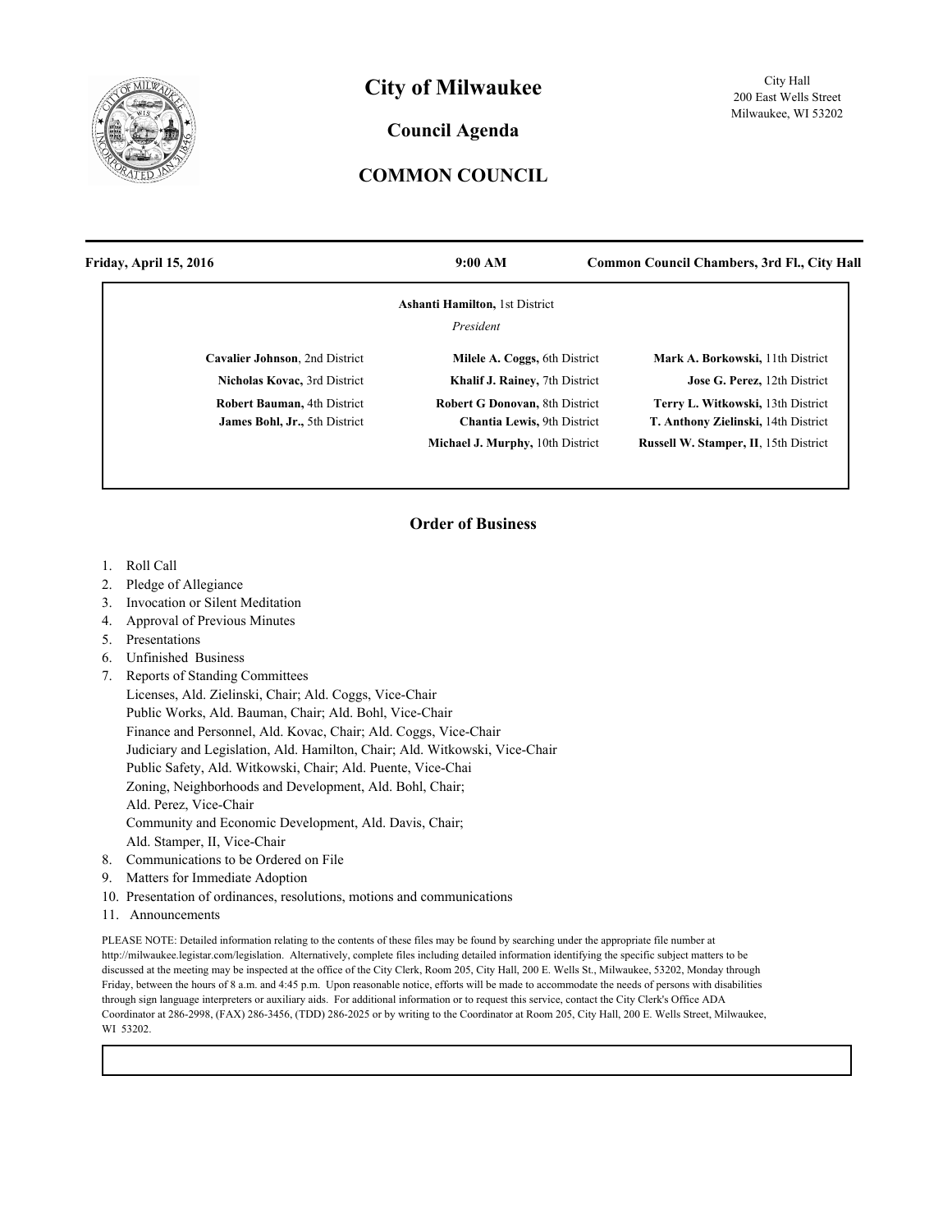# City of Milwaukee

City Hall
200 East Wells Street
Milwaukee, WI 53202

## Council Agenda

## COMMON COUNCIL

**Friday, April 15, 2016** | **9:00 AM** | **Common Council Chambers, 3rd Fl., City Hall**

**Ashanti Hamilton,** 1st District
*President*

**Cavalier Johnson**, 2nd District
**Nicholas Kovac,** 3rd District
**Robert Bauman,** 4th District
**James Bohl, Jr.,** 5th District
**Milele A. Coggs,** 6th District
**Khalif J. Rainey,** 7th District
**Robert G Donovan,** 8th District
**Chantia Lewis,** 9th District
**Michael J. Murphy,** 10th District
**Mark A. Borkowski,** 11th District
**Jose G. Perez,** 12th District
**Terry L. Witkowski,** 13th District
**T. Anthony Zielinski,** 14th District
**Russell W. Stamper, II**, 15th District

### Order of Business

1. Roll Call
2. Pledge of Allegiance
3. Invocation or Silent Meditation
4. Approval of Previous Minutes
5. Presentations
6. Unfinished Business
7. Reports of Standing Committees
   Licenses, Ald. Zielinski, Chair; Ald. Coggs, Vice-Chair
   Public Works, Ald. Bauman, Chair; Ald. Bohl, Vice-Chair
   Finance and Personnel, Ald. Kovac, Chair; Ald. Coggs, Vice-Chair
   Judiciary and Legislation, Ald. Hamilton, Chair; Ald. Witkowski, Vice-Chair
   Public Safety, Ald. Witkowski, Chair; Ald. Puente, Vice-Chai
   Zoning, Neighborhoods and Development, Ald. Bohl, Chair;
   Ald. Perez, Vice-Chair
   Community and Economic Development, Ald. Davis, Chair;
   Ald. Stamper, II, Vice-Chair
8. Communications to be Ordered on File
9. Matters for Immediate Adoption
10. Presentation of ordinances, resolutions, motions and communications
11. Announcements

PLEASE NOTE: Detailed information relating to the contents of these files may be found by searching under the appropriate file number at http://milwaukee.legistar.com/legislation. Alternatively, complete files including detailed information identifying the specific subject matters to be discussed at the meeting may be inspected at the office of the City Clerk, Room 205, City Hall, 200 E. Wells St., Milwaukee, 53202, Monday through Friday, between the hours of 8 a.m. and 4:45 p.m. Upon reasonable notice, efforts will be made to accommodate the needs of persons with disabilities through sign language interpreters or auxiliary aids. For additional information or to request this service, contact the City Clerk's Office ADA Coordinator at 286-2998, (FAX) 286-3456, (TDD) 286-2025 or by writing to the Coordinator at Room 205, City Hall, 200 E. Wells Street, Milwaukee, WI 53202.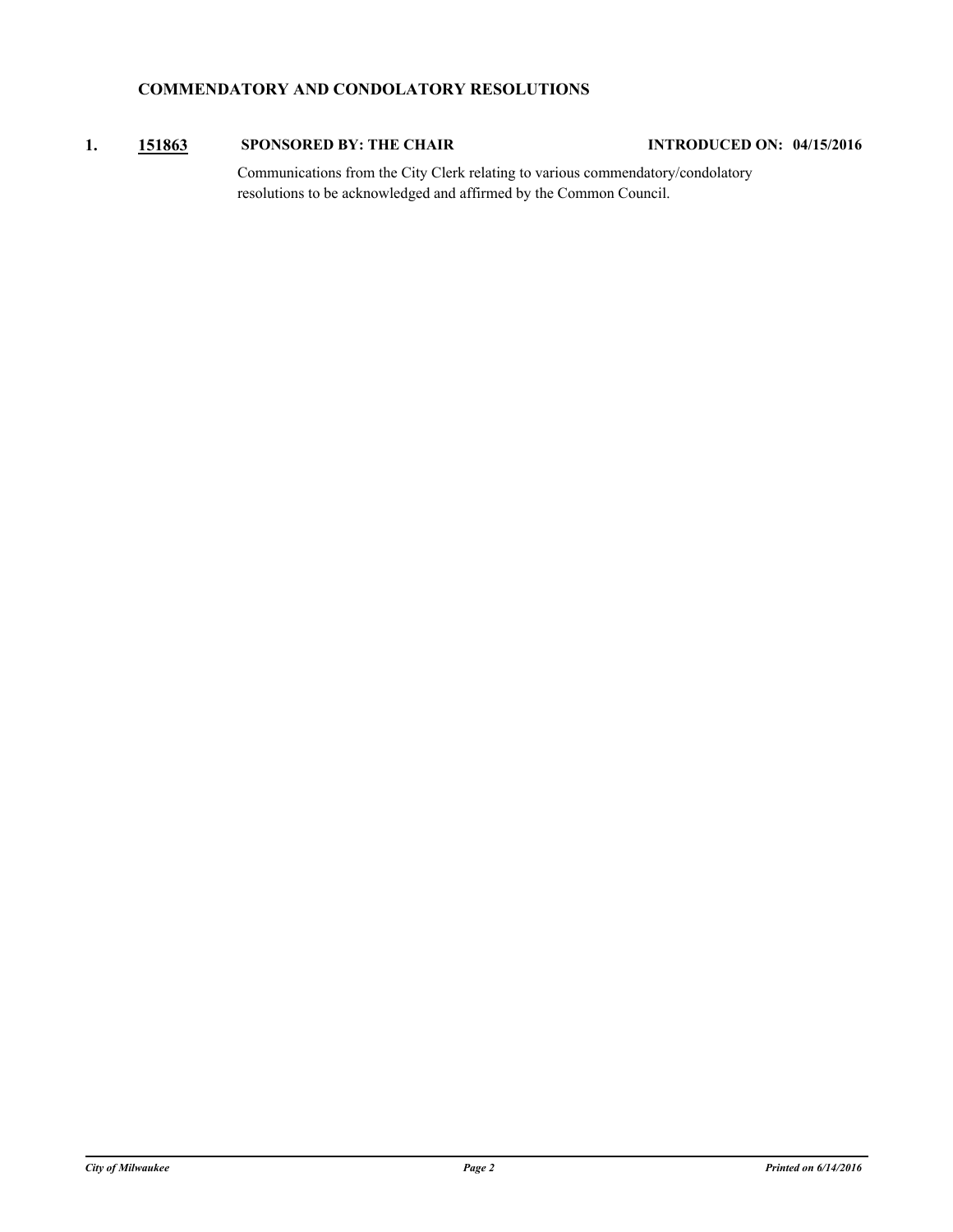## COMMENDATORY AND CONDOLATORY RESOLUTIONS

**1.** **151863** **SPONSORED BY: THE CHAIR** **INTRODUCED ON: 04/15/2016**

Communications from the City Clerk relating to various commendatory/condolatory resolutions to be acknowledged and affirmed by the Common Council.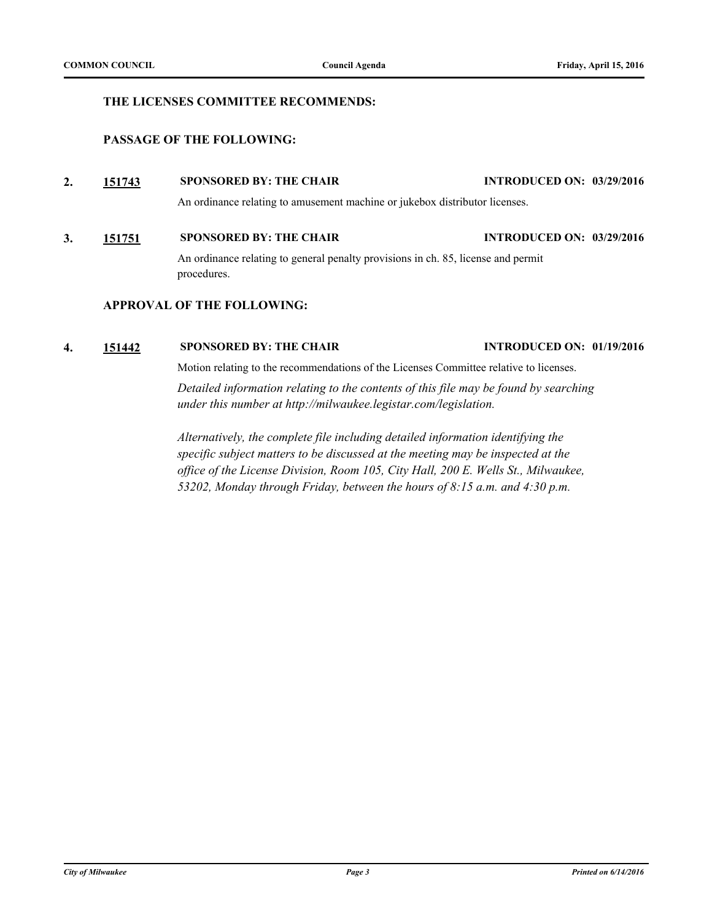### THE LICENSES COMMITTEE RECOMMENDS:

#### PASSAGE OF THE FOLLOWING:

**2.** **151743** **SPONSORED BY: THE CHAIR** **INTRODUCED ON: 03/29/2016**

An ordinance relating to amusement machine or jukebox distributor licenses.

**3.** **151751** **SPONSORED BY: THE CHAIR** **INTRODUCED ON: 03/29/2016**

An ordinance relating to general penalty provisions in ch. 85, license and permit procedures.

#### APPROVAL OF THE FOLLOWING:

**4.** **151442** **SPONSORED BY: THE CHAIR** **INTRODUCED ON: 01/19/2016**

Motion relating to the recommendations of the Licenses Committee relative to licenses.

*Detailed information relating to the contents of this file may be found by searching under this number at http://milwaukee.legistar.com/legislation.*

*Alternatively, the complete file including detailed information identifying the specific subject matters to be discussed at the meeting may be inspected at the office of the License Division, Room 105, City Hall, 200 E. Wells St., Milwaukee, 53202, Monday through Friday, between the hours of 8:15 a.m. and 4:30 p.m.*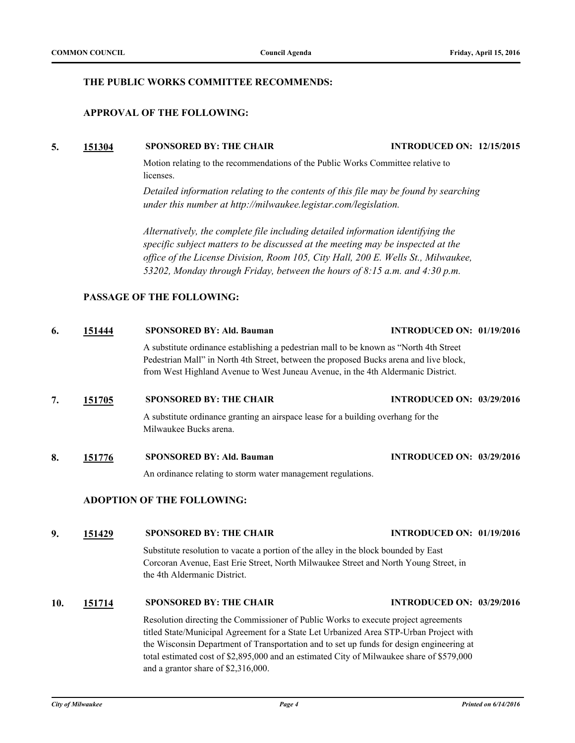### THE PUBLIC WORKS COMMITTEE RECOMMENDS:

### APPROVAL OF THE FOLLOWING:

**5.** **151304** **SPONSORED BY: THE CHAIR** **INTRODUCED ON: 12/15/2015**

Motion relating to the recommendations of the Public Works Committee relative to licenses.

*Detailed information relating to the contents of this file may be found by searching under this number at http://milwaukee.legistar.com/legislation.*

*Alternatively, the complete file including detailed information identifying the specific subject matters to be discussed at the meeting may be inspected at the office of the License Division, Room 105, City Hall, 200 E. Wells St., Milwaukee, 53202, Monday through Friday, between the hours of 8:15 a.m. and 4:30 p.m.*

### PASSAGE OF THE FOLLOWING:

**6.** **151444** **SPONSORED BY: Ald. Bauman** **INTRODUCED ON: 01/19/2016**

A substitute ordinance establishing a pedestrian mall to be known as "North 4th Street Pedestrian Mall" in North 4th Street, between the proposed Bucks arena and live block, from West Highland Avenue to West Juneau Avenue, in the 4th Aldermanic District.

**7.** **151705** **SPONSORED BY: THE CHAIR** **INTRODUCED ON: 03/29/2016**

A substitute ordinance granting an airspace lease for a building overhang for the Milwaukee Bucks arena.

**8.** **151776** **SPONSORED BY: Ald. Bauman** **INTRODUCED ON: 03/29/2016**

An ordinance relating to storm water management regulations.

### ADOPTION OF THE FOLLOWING:

**9.** **151429** **SPONSORED BY: THE CHAIR** **INTRODUCED ON: 01/19/2016**

Substitute resolution to vacate a portion of the alley in the block bounded by East Corcoran Avenue, East Erie Street, North Milwaukee Street and North Young Street, in the 4th Aldermanic District.

**10.** **151714** **SPONSORED BY: THE CHAIR** **INTRODUCED ON: 03/29/2016**

Resolution directing the Commissioner of Public Works to execute project agreements titled State/Municipal Agreement for a State Let Urbanized Area STP-Urban Project with the Wisconsin Department of Transportation and to set up funds for design engineering at total estimated cost of $2,895,000 and an estimated City of Milwaukee share of $579,000 and a grantor share of $2,316,000.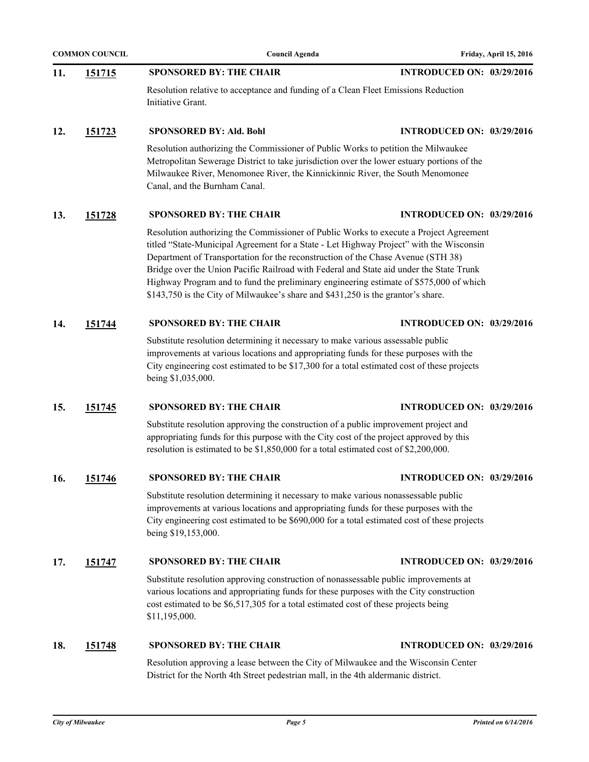**11. 151715 SPONSORED BY: THE CHAIR INTRODUCED ON: 03/29/2016**

Resolution relative to acceptance and funding of a Clean Fleet Emissions Reduction Initiative Grant.

**12. 151723 SPONSORED BY: Ald. Bohl INTRODUCED ON: 03/29/2016**

Resolution authorizing the Commissioner of Public Works to petition the Milwaukee Metropolitan Sewerage District to take jurisdiction over the lower estuary portions of the Milwaukee River, Menomonee River, the Kinnickinnic River, the South Menomonee Canal, and the Burnham Canal.

**13. 151728 SPONSORED BY: THE CHAIR INTRODUCED ON: 03/29/2016**

Resolution authorizing the Commissioner of Public Works to execute a Project Agreement titled "State-Municipal Agreement for a State - Let Highway Project" with the Wisconsin Department of Transportation for the reconstruction of the Chase Avenue (STH 38) Bridge over the Union Pacific Railroad with Federal and State aid under the State Trunk Highway Program and to fund the preliminary engineering estimate of $575,000 of which $143,750 is the City of Milwaukee's share and $431,250 is the grantor's share.

**14. 151744 SPONSORED BY: THE CHAIR INTRODUCED ON: 03/29/2016**

Substitute resolution determining it necessary to make various assessable public improvements at various locations and appropriating funds for these purposes with the City engineering cost estimated to be $17,300 for a total estimated cost of these projects being $1,035,000.

**15. 151745 SPONSORED BY: THE CHAIR INTRODUCED ON: 03/29/2016**

Substitute resolution approving the construction of a public improvement project and appropriating funds for this purpose with the City cost of the project approved by this resolution is estimated to be $1,850,000 for a total estimated cost of $2,200,000.

**16. 151746 SPONSORED BY: THE CHAIR INTRODUCED ON: 03/29/2016**

Substitute resolution determining it necessary to make various nonassessable public improvements at various locations and appropriating funds for these purposes with the City engineering cost estimated to be $690,000 for a total estimated cost of these projects being $19,153,000.

**17. 151747 SPONSORED BY: THE CHAIR INTRODUCED ON: 03/29/2016**

Substitute resolution approving construction of nonassessable public improvements at various locations and appropriating funds for these purposes with the City construction cost estimated to be $6,517,305 for a total estimated cost of these projects being $11,195,000.

**18. 151748 SPONSORED BY: THE CHAIR INTRODUCED ON: 03/29/2016**

Resolution approving a lease between the City of Milwaukee and the Wisconsin Center District for the North 4th Street pedestrian mall, in the 4th aldermanic district.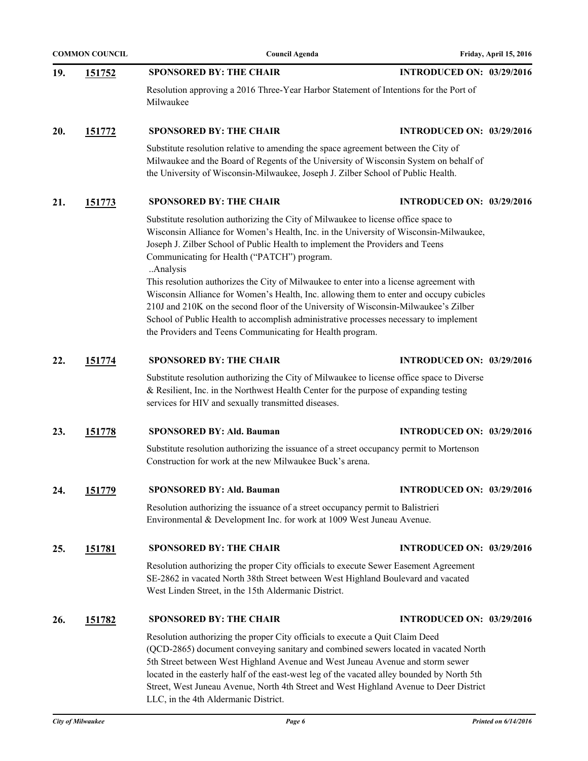**19. 151752** **SPONSORED BY: THE CHAIR** **INTRODUCED ON: 03/29/2016**

Resolution approving a 2016 Three-Year Harbor Statement of Intentions for the Port of Milwaukee

**20. 151772** **SPONSORED BY: THE CHAIR** **INTRODUCED ON: 03/29/2016**

Substitute resolution relative to amending the space agreement between the City of Milwaukee and the Board of Regents of the University of Wisconsin System on behalf of the University of Wisconsin-Milwaukee, Joseph J. Zilber School of Public Health.

**21. 151773** **SPONSORED BY: THE CHAIR** **INTRODUCED ON: 03/29/2016**

Substitute resolution authorizing the City of Milwaukee to license office space to Wisconsin Alliance for Women's Health, Inc. in the University of Wisconsin-Milwaukee, Joseph J. Zilber School of Public Health to implement the Providers and Teens Communicating for Health ("PATCH") program.

..Analysis

This resolution authorizes the City of Milwaukee to enter into a license agreement with Wisconsin Alliance for Women's Health, Inc. allowing them to enter and occupy cubicles 210J and 210K on the second floor of the University of Wisconsin-Milwaukee's Zilber School of Public Health to accomplish administrative processes necessary to implement the Providers and Teens Communicating for Health program.

**22. 151774** **SPONSORED BY: THE CHAIR** **INTRODUCED ON: 03/29/2016**

Substitute resolution authorizing the City of Milwaukee to license office space to Diverse & Resilient, Inc. in the Northwest Health Center for the purpose of expanding testing services for HIV and sexually transmitted diseases.

**23. 151778** **SPONSORED BY: Ald. Bauman** **INTRODUCED ON: 03/29/2016**

Substitute resolution authorizing the issuance of a street occupancy permit to Mortenson Construction for work at the new Milwaukee Buck's arena.

**24. 151779** **SPONSORED BY: Ald. Bauman** **INTRODUCED ON: 03/29/2016**

Resolution authorizing the issuance of a street occupancy permit to Balistrieri Environmental & Development Inc. for work at 1009 West Juneau Avenue.

**25. 151781** **SPONSORED BY: THE CHAIR** **INTRODUCED ON: 03/29/2016**

Resolution authorizing the proper City officials to execute Sewer Easement Agreement SE-2862 in vacated North 38th Street between West Highland Boulevard and vacated West Linden Street, in the 15th Aldermanic District.

**26. 151782** **SPONSORED BY: THE CHAIR** **INTRODUCED ON: 03/29/2016**

Resolution authorizing the proper City officials to execute a Quit Claim Deed (QCD-2865) document conveying sanitary and combined sewers located in vacated North 5th Street between West Highland Avenue and West Juneau Avenue and storm sewer located in the easterly half of the east-west leg of the vacated alley bounded by North 5th Street, West Juneau Avenue, North 4th Street and West Highland Avenue to Deer District LLC, in the 4th Aldermanic District.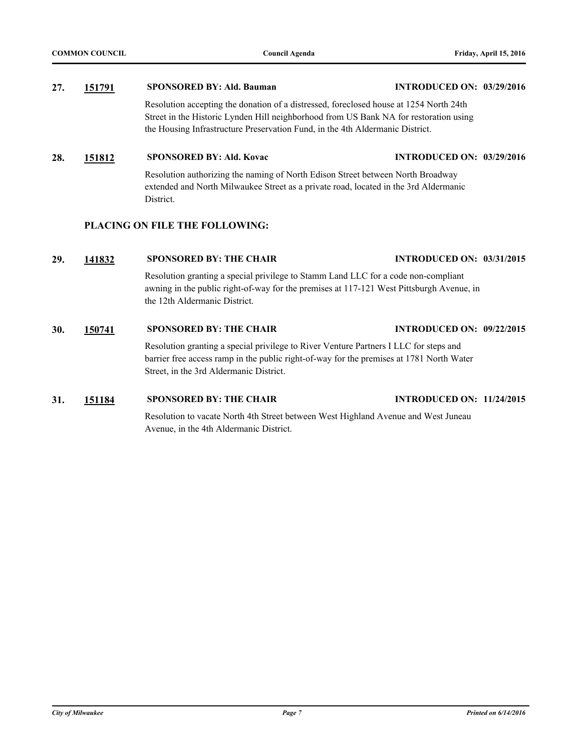**27.** **151791** **SPONSORED BY: Ald. Bauman** **INTRODUCED ON: 03/29/2016**

Resolution accepting the donation of a distressed, foreclosed house at 1254 North 24th Street in the Historic Lynden Hill neighborhood from US Bank NA for restoration using the Housing Infrastructure Preservation Fund, in the 4th Aldermanic District.

**28.** **151812** **SPONSORED BY: Ald. Kovac** **INTRODUCED ON: 03/29/2016**

Resolution authorizing the naming of North Edison Street between North Broadway extended and North Milwaukee Street as a private road, located in the 3rd Aldermanic District.

## PLACING ON FILE THE FOLLOWING:

**29.** **141832** **SPONSORED BY: THE CHAIR** **INTRODUCED ON: 03/31/2015**

Resolution granting a special privilege to Stamm Land LLC for a code non-compliant awning in the public right-of-way for the premises at 117-121 West Pittsburgh Avenue, in the 12th Aldermanic District.

**30.** **150741** **SPONSORED BY: THE CHAIR** **INTRODUCED ON: 09/22/2015**

Resolution granting a special privilege to River Venture Partners I LLC for steps and barrier free access ramp in the public right-of-way for the premises at 1781 North Water Street, in the 3rd Aldermanic District.

**31.** **151184** **SPONSORED BY: THE CHAIR** **INTRODUCED ON: 11/24/2015**

Resolution to vacate North 4th Street between West Highland Avenue and West Juneau Avenue, in the 4th Aldermanic District.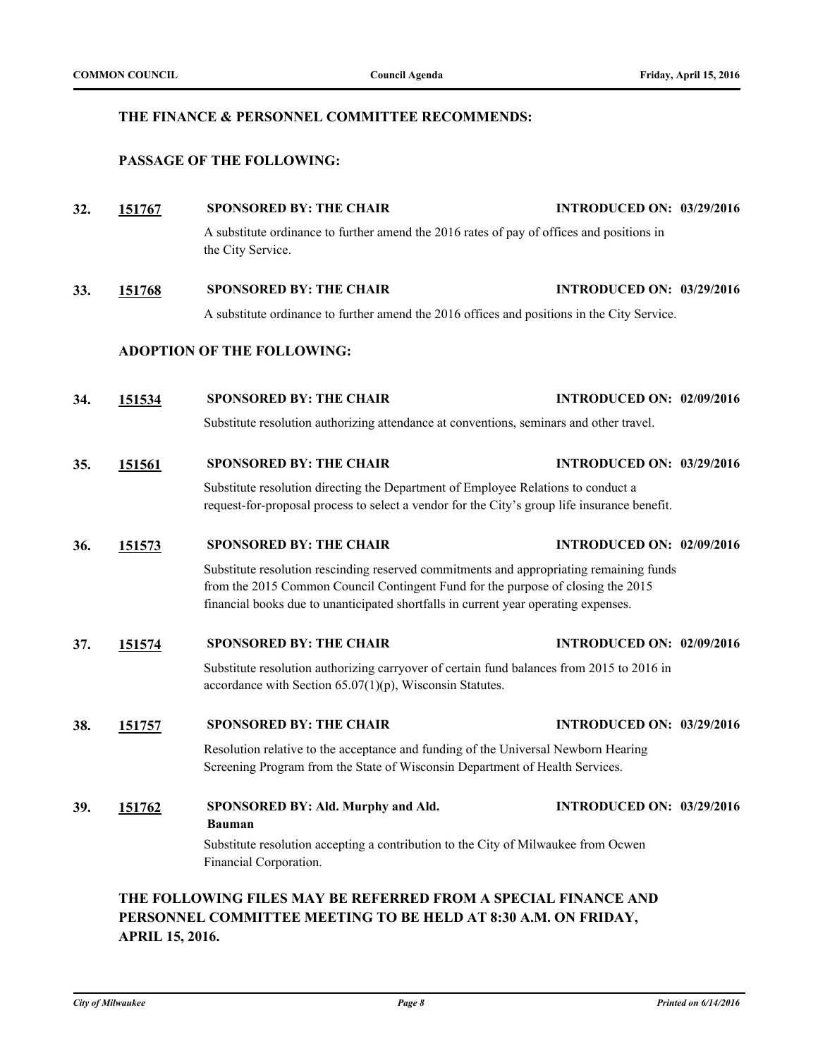### THE FINANCE & PERSONNEL COMMITTEE RECOMMENDS:

#### PASSAGE OF THE FOLLOWING:

**32. 151767** **SPONSORED BY: THE CHAIR** **INTRODUCED ON: 03/29/2016**

A substitute ordinance to further amend the 2016 rates of pay of offices and positions in the City Service.

**33. 151768** **SPONSORED BY: THE CHAIR** **INTRODUCED ON: 03/29/2016**

A substitute ordinance to further amend the 2016 offices and positions in the City Service.

#### ADOPTION OF THE FOLLOWING:

**34. 151534** **SPONSORED BY: THE CHAIR** **INTRODUCED ON: 02/09/2016**

Substitute resolution authorizing attendance at conventions, seminars and other travel.

**35. 151561** **SPONSORED BY: THE CHAIR** **INTRODUCED ON: 03/29/2016**

Substitute resolution directing the Department of Employee Relations to conduct a request-for-proposal process to select a vendor for the City's group life insurance benefit.

**36. 151573** **SPONSORED BY: THE CHAIR** **INTRODUCED ON: 02/09/2016**

Substitute resolution rescinding reserved commitments and appropriating remaining funds from the 2015 Common Council Contingent Fund for the purpose of closing the 2015 financial books due to unanticipated shortfalls in current year operating expenses.

**37. 151574** **SPONSORED BY: THE CHAIR** **INTRODUCED ON: 02/09/2016**

Substitute resolution authorizing carryover of certain fund balances from 2015 to 2016 in accordance with Section 65.07(1)(p), Wisconsin Statutes.

**38. 151757** **SPONSORED BY: THE CHAIR** **INTRODUCED ON: 03/29/2016**

Resolution relative to the acceptance and funding of the Universal Newborn Hearing Screening Program from the State of Wisconsin Department of Health Services.

**39. 151762** **SPONSORED BY: Ald. Murphy and Ald. Bauman** **INTRODUCED ON: 03/29/2016**

Substitute resolution accepting a contribution to the City of Milwaukee from Ocwen Financial Corporation.

### THE FOLLOWING FILES MAY BE REFERRED FROM A SPECIAL FINANCE AND PERSONNEL COMMITTEE MEETING TO BE HELD AT 8:30 A.M. ON FRIDAY, APRIL 15, 2016.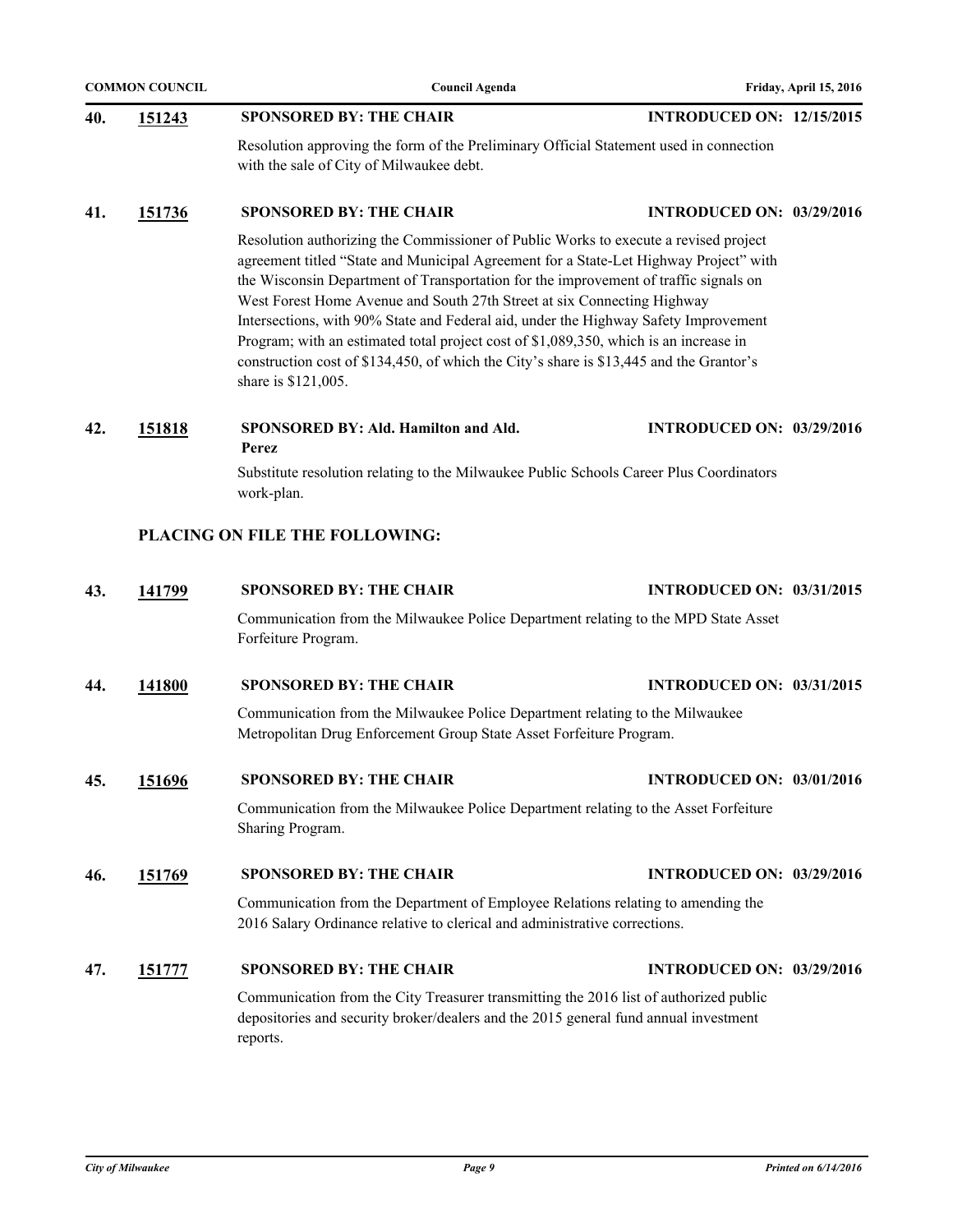**40. 151243** **SPONSORED BY: THE CHAIR** **INTRODUCED ON: 12/15/2015**

Resolution approving the form of the Preliminary Official Statement used in connection with the sale of City of Milwaukee debt.

**41. 151736** **SPONSORED BY: THE CHAIR** **INTRODUCED ON: 03/29/2016**

Resolution authorizing the Commissioner of Public Works to execute a revised project agreement titled "State and Municipal Agreement for a State-Let Highway Project" with the Wisconsin Department of Transportation for the improvement of traffic signals on West Forest Home Avenue and South 27th Street at six Connecting Highway Intersections, with 90% State and Federal aid, under the Highway Safety Improvement Program; with an estimated total project cost of $1,089,350, which is an increase in construction cost of $134,450, of which the City's share is $13,445 and the Grantor's share is $121,005.

**42. 151818** **SPONSORED BY: Ald. Hamilton and Ald. Perez** **INTRODUCED ON: 03/29/2016**

Substitute resolution relating to the Milwaukee Public Schools Career Plus Coordinators work-plan.

## PLACING ON FILE THE FOLLOWING:

**43. 141799** **SPONSORED BY: THE CHAIR** **INTRODUCED ON: 03/31/2015**

Communication from the Milwaukee Police Department relating to the MPD State Asset Forfeiture Program.

**44. 141800** **SPONSORED BY: THE CHAIR** **INTRODUCED ON: 03/31/2015**

Communication from the Milwaukee Police Department relating to the Milwaukee Metropolitan Drug Enforcement Group State Asset Forfeiture Program.

**45. 151696** **SPONSORED BY: THE CHAIR** **INTRODUCED ON: 03/01/2016**

Communication from the Milwaukee Police Department relating to the Asset Forfeiture Sharing Program.

**46. 151769** **SPONSORED BY: THE CHAIR** **INTRODUCED ON: 03/29/2016**

Communication from the Department of Employee Relations relating to amending the 2016 Salary Ordinance relative to clerical and administrative corrections.

**47. 151777** **SPONSORED BY: THE CHAIR** **INTRODUCED ON: 03/29/2016**

Communication from the City Treasurer transmitting the 2016 list of authorized public depositories and security broker/dealers and the 2015 general fund annual investment reports.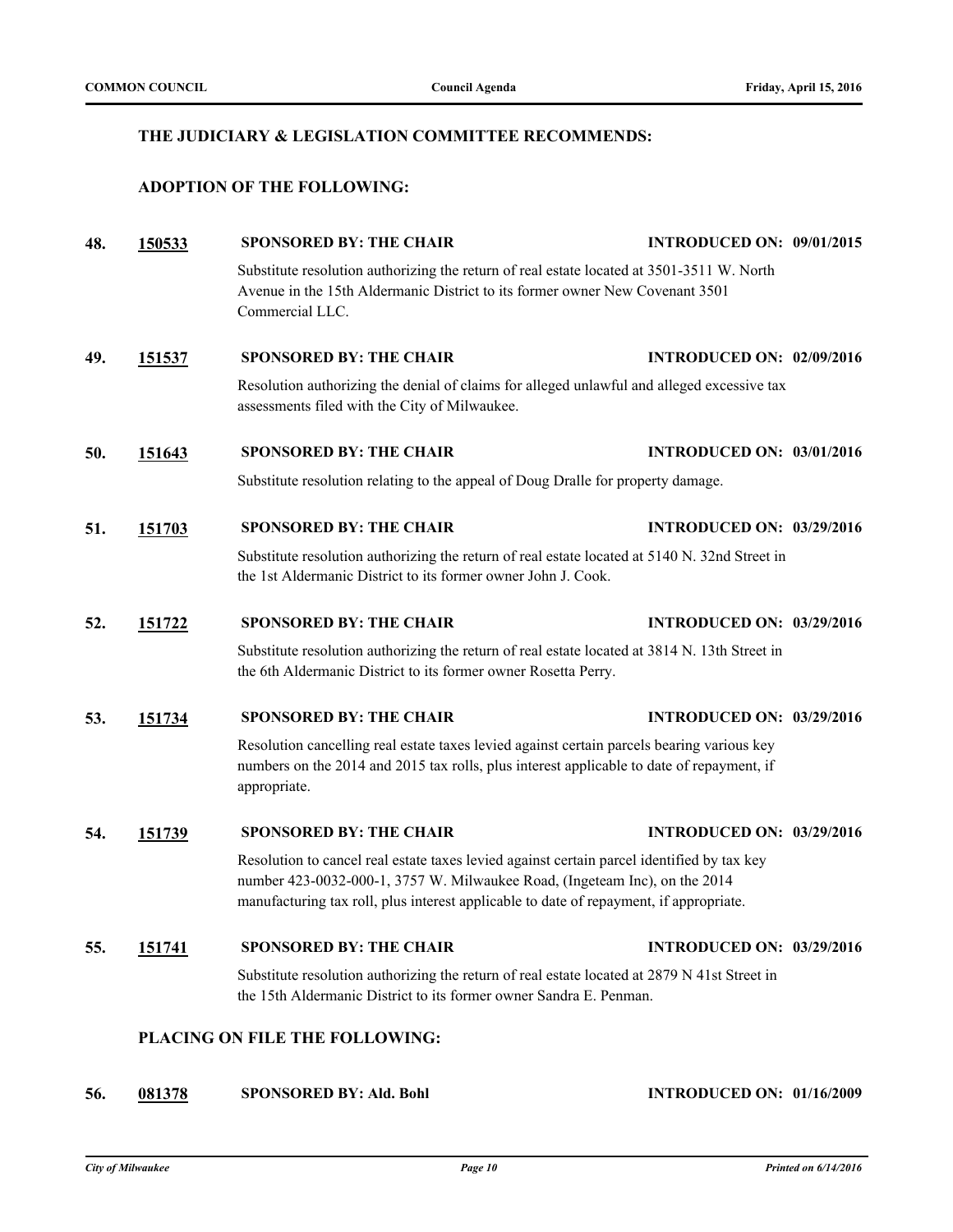### THE JUDICIARY & LEGISLATION COMMITTEE RECOMMENDS:

### ADOPTION OF THE FOLLOWING:

**48.** **150533** **SPONSORED BY: THE CHAIR** **INTRODUCED ON: 09/01/2015**

Substitute resolution authorizing the return of real estate located at 3501-3511 W. North Avenue in the 15th Aldermanic District to its former owner New Covenant 3501 Commercial LLC.

**49.** **151537** **SPONSORED BY: THE CHAIR** **INTRODUCED ON: 02/09/2016**

Resolution authorizing the denial of claims for alleged unlawful and alleged excessive tax assessments filed with the City of Milwaukee.

**50.** **151643** **SPONSORED BY: THE CHAIR** **INTRODUCED ON: 03/01/2016**

Substitute resolution relating to the appeal of Doug Dralle for property damage.

**51.** **151703** **SPONSORED BY: THE CHAIR** **INTRODUCED ON: 03/29/2016**

Substitute resolution authorizing the return of real estate located at 5140 N. 32nd Street in the 1st Aldermanic District to its former owner John J. Cook.

**52.** **151722** **SPONSORED BY: THE CHAIR** **INTRODUCED ON: 03/29/2016**

Substitute resolution authorizing the return of real estate located at 3814 N. 13th Street in the 6th Aldermanic District to its former owner Rosetta Perry.

**53.** **151734** **SPONSORED BY: THE CHAIR** **INTRODUCED ON: 03/29/2016**

Resolution cancelling real estate taxes levied against certain parcels bearing various key numbers on the 2014 and 2015 tax rolls, plus interest applicable to date of repayment, if appropriate.

**54.** **151739** **SPONSORED BY: THE CHAIR** **INTRODUCED ON: 03/29/2016**

Resolution to cancel real estate taxes levied against certain parcel identified by tax key number 423-0032-000-1, 3757 W. Milwaukee Road, (Ingeteam Inc), on the 2014 manufacturing tax roll, plus interest applicable to date of repayment, if appropriate.

**55.** **151741** **SPONSORED BY: THE CHAIR** **INTRODUCED ON: 03/29/2016**

Substitute resolution authorizing the return of real estate located at 2879 N 41st Street in the 15th Aldermanic District to its former owner Sandra E. Penman.

### PLACING ON FILE THE FOLLOWING:

**56.** **081378** **SPONSORED BY: Ald. Bohl** **INTRODUCED ON: 01/16/2009**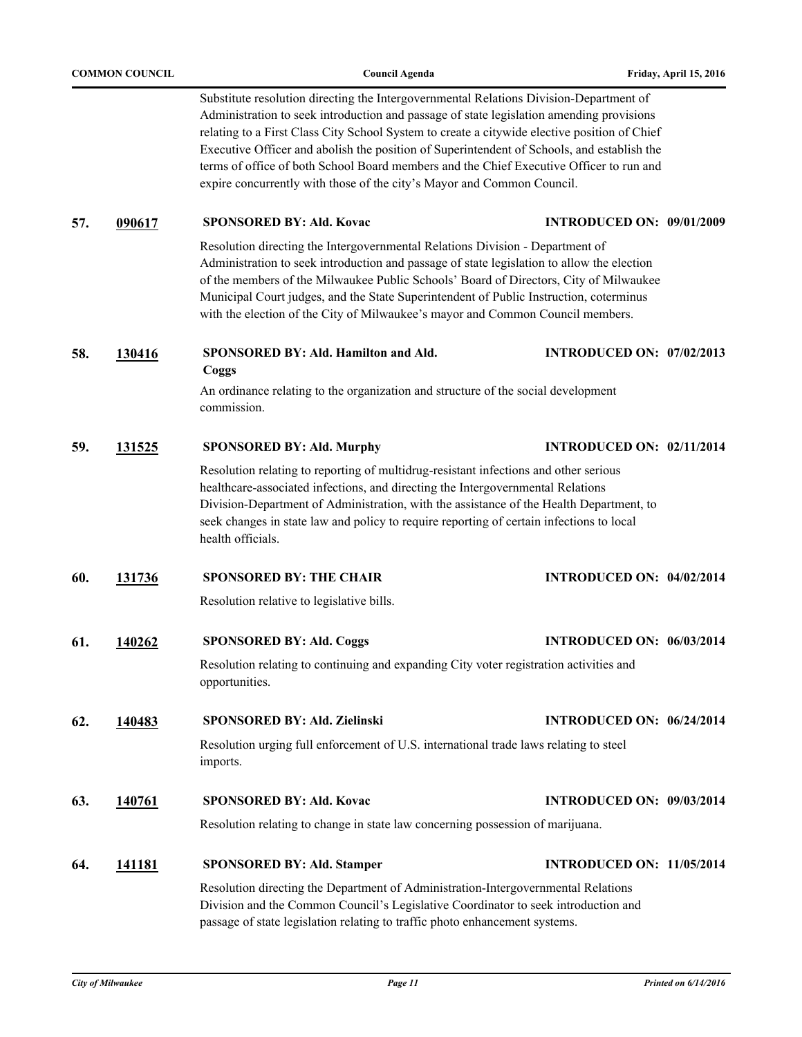Substitute resolution directing the Intergovernmental Relations Division-Department of Administration to seek introduction and passage of state legislation amending provisions relating to a First Class City School System to create a citywide elective position of Chief Executive Officer and abolish the position of Superintendent of Schools, and establish the terms of office of both School Board members and the Chief Executive Officer to run and expire concurrently with those of the city's Mayor and Common Council.

**57. 090617** **SPONSORED BY: Ald. Kovac** **INTRODUCED ON: 09/01/2009**

Resolution directing the Intergovernmental Relations Division - Department of Administration to seek introduction and passage of state legislation to allow the election of the members of the Milwaukee Public Schools' Board of Directors, City of Milwaukee Municipal Court judges, and the State Superintendent of Public Instruction, coterminus with the election of the City of Milwaukee's mayor and Common Council members.

**58. 130416** **SPONSORED BY: Ald. Hamilton and Ald. Coggs** **INTRODUCED ON: 07/02/2013**

An ordinance relating to the organization and structure of the social development commission.

**59. 131525** **SPONSORED BY: Ald. Murphy** **INTRODUCED ON: 02/11/2014**

Resolution relating to reporting of multidrug-resistant infections and other serious healthcare-associated infections, and directing the Intergovernmental Relations Division-Department of Administration, with the assistance of the Health Department, to seek changes in state law and policy to require reporting of certain infections to local health officials.

**60. 131736** **SPONSORED BY: THE CHAIR** **INTRODUCED ON: 04/02/2014**

Resolution relative to legislative bills.

**61. 140262** **SPONSORED BY: Ald. Coggs** **INTRODUCED ON: 06/03/2014**

Resolution relating to continuing and expanding City voter registration activities and opportunities.

**62. 140483** **SPONSORED BY: Ald. Zielinski** **INTRODUCED ON: 06/24/2014**

Resolution urging full enforcement of U.S. international trade laws relating to steel imports.

**63. 140761** **SPONSORED BY: Ald. Kovac** **INTRODUCED ON: 09/03/2014**

Resolution relating to change in state law concerning possession of marijuana.

**64. 141181** **SPONSORED BY: Ald. Stamper** **INTRODUCED ON: 11/05/2014**

Resolution directing the Department of Administration-Intergovernmental Relations Division and the Common Council's Legislative Coordinator to seek introduction and passage of state legislation relating to traffic photo enhancement systems.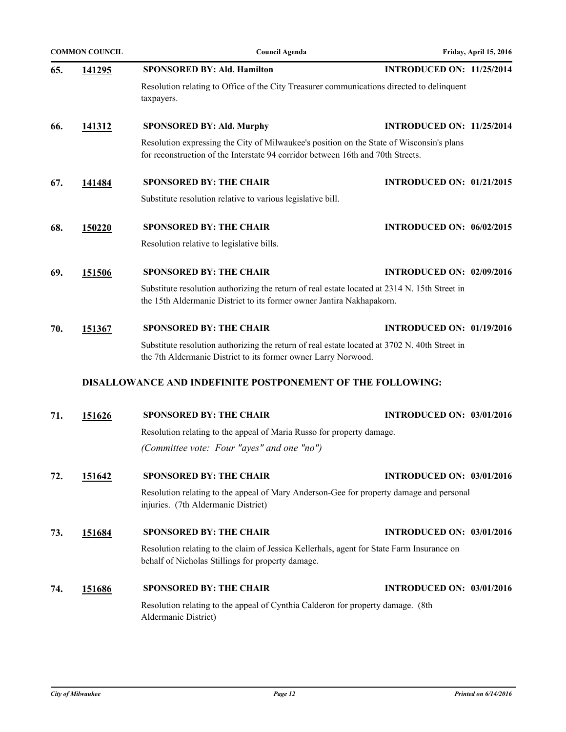**65.** **141295** **SPONSORED BY: Ald. Hamilton** **INTRODUCED ON: 11/25/2014**

Resolution relating to Office of the City Treasurer communications directed to delinquent taxpayers.

**66.** **141312** **SPONSORED BY: Ald. Murphy** **INTRODUCED ON: 11/25/2014**

Resolution expressing the City of Milwaukee's position on the State of Wisconsin's plans for reconstruction of the Interstate 94 corridor between 16th and 70th Streets.

**67.** **141484** **SPONSORED BY: THE CHAIR** **INTRODUCED ON: 01/21/2015**

Substitute resolution relative to various legislative bill.

**68.** **150220** **SPONSORED BY: THE CHAIR** **INTRODUCED ON: 06/02/2015**

Resolution relative to legislative bills.

**69.** **151506** **SPONSORED BY: THE CHAIR** **INTRODUCED ON: 02/09/2016**

Substitute resolution authorizing the return of real estate located at 2314 N. 15th Street in the 15th Aldermanic District to its former owner Jantira Nakhapakorn.

**70.** **151367** **SPONSORED BY: THE CHAIR** **INTRODUCED ON: 01/19/2016**

Substitute resolution authorizing the return of real estate located at 3702 N. 40th Street in the 7th Aldermanic District to its former owner Larry Norwood.

### DISALLOWANCE AND INDEFINITE POSTPONEMENT OF THE FOLLOWING:

**71.** **151626** **SPONSORED BY: THE CHAIR** **INTRODUCED ON: 03/01/2016**

Resolution relating to the appeal of Maria Russo for property damage.

*(Committee vote: Four "ayes" and one "no")*

**72.** **151642** **SPONSORED BY: THE CHAIR** **INTRODUCED ON: 03/01/2016**

Resolution relating to the appeal of Mary Anderson-Gee for property damage and personal injuries. (7th Aldermanic District)

**73.** **151684** **SPONSORED BY: THE CHAIR** **INTRODUCED ON: 03/01/2016**

Resolution relating to the claim of Jessica Kellerhals, agent for State Farm Insurance on behalf of Nicholas Stillings for property damage.

**74.** **151686** **SPONSORED BY: THE CHAIR** **INTRODUCED ON: 03/01/2016**

Resolution relating to the appeal of Cynthia Calderon for property damage. (8th Aldermanic District)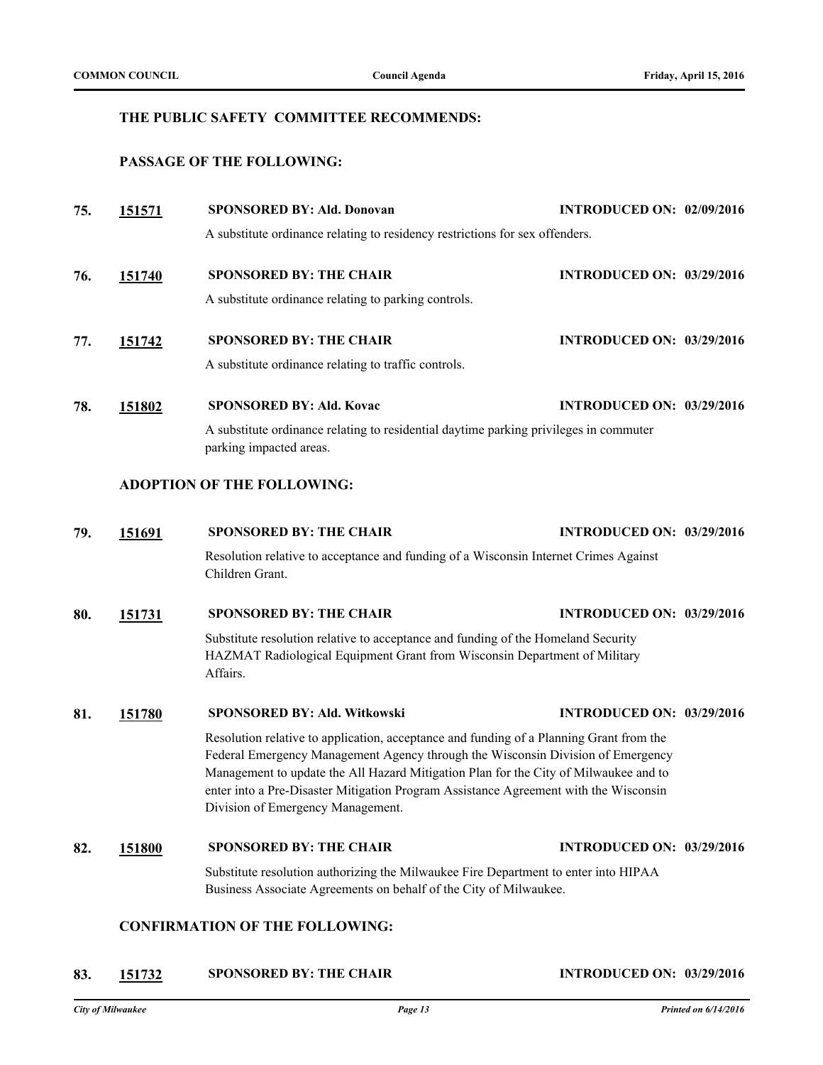### THE PUBLIC SAFETY COMMITTEE RECOMMENDS:

#### PASSAGE OF THE FOLLOWING:

**75.** **151571** **SPONSORED BY: Ald. Donovan** **INTRODUCED ON: 02/09/2016**

A substitute ordinance relating to residency restrictions for sex offenders.

**76.** **151740** **SPONSORED BY: THE CHAIR** **INTRODUCED ON: 03/29/2016**

A substitute ordinance relating to parking controls.

**77.** **151742** **SPONSORED BY: THE CHAIR** **INTRODUCED ON: 03/29/2016**

A substitute ordinance relating to traffic controls.

**78.** **151802** **SPONSORED BY: Ald. Kovac** **INTRODUCED ON: 03/29/2016**

A substitute ordinance relating to residential daytime parking privileges in commuter parking impacted areas.

#### ADOPTION OF THE FOLLOWING:

**79.** **151691** **SPONSORED BY: THE CHAIR** **INTRODUCED ON: 03/29/2016**

Resolution relative to acceptance and funding of a Wisconsin Internet Crimes Against Children Grant.

**80.** **151731** **SPONSORED BY: THE CHAIR** **INTRODUCED ON: 03/29/2016**

Substitute resolution relative to acceptance and funding of the Homeland Security HAZMAT Radiological Equipment Grant from Wisconsin Department of Military Affairs.

**81.** **151780** **SPONSORED BY: Ald. Witkowski** **INTRODUCED ON: 03/29/2016**

Resolution relative to application, acceptance and funding of a Planning Grant from the Federal Emergency Management Agency through the Wisconsin Division of Emergency Management to update the All Hazard Mitigation Plan for the City of Milwaukee and to enter into a Pre-Disaster Mitigation Program Assistance Agreement with the Wisconsin Division of Emergency Management.

**82.** **151800** **SPONSORED BY: THE CHAIR** **INTRODUCED ON: 03/29/2016**

Substitute resolution authorizing the Milwaukee Fire Department to enter into HIPAA Business Associate Agreements on behalf of the City of Milwaukee.

#### CONFIRMATION OF THE FOLLOWING:

**83.** **151732** **SPONSORED BY: THE CHAIR** **INTRODUCED ON: 03/29/2016**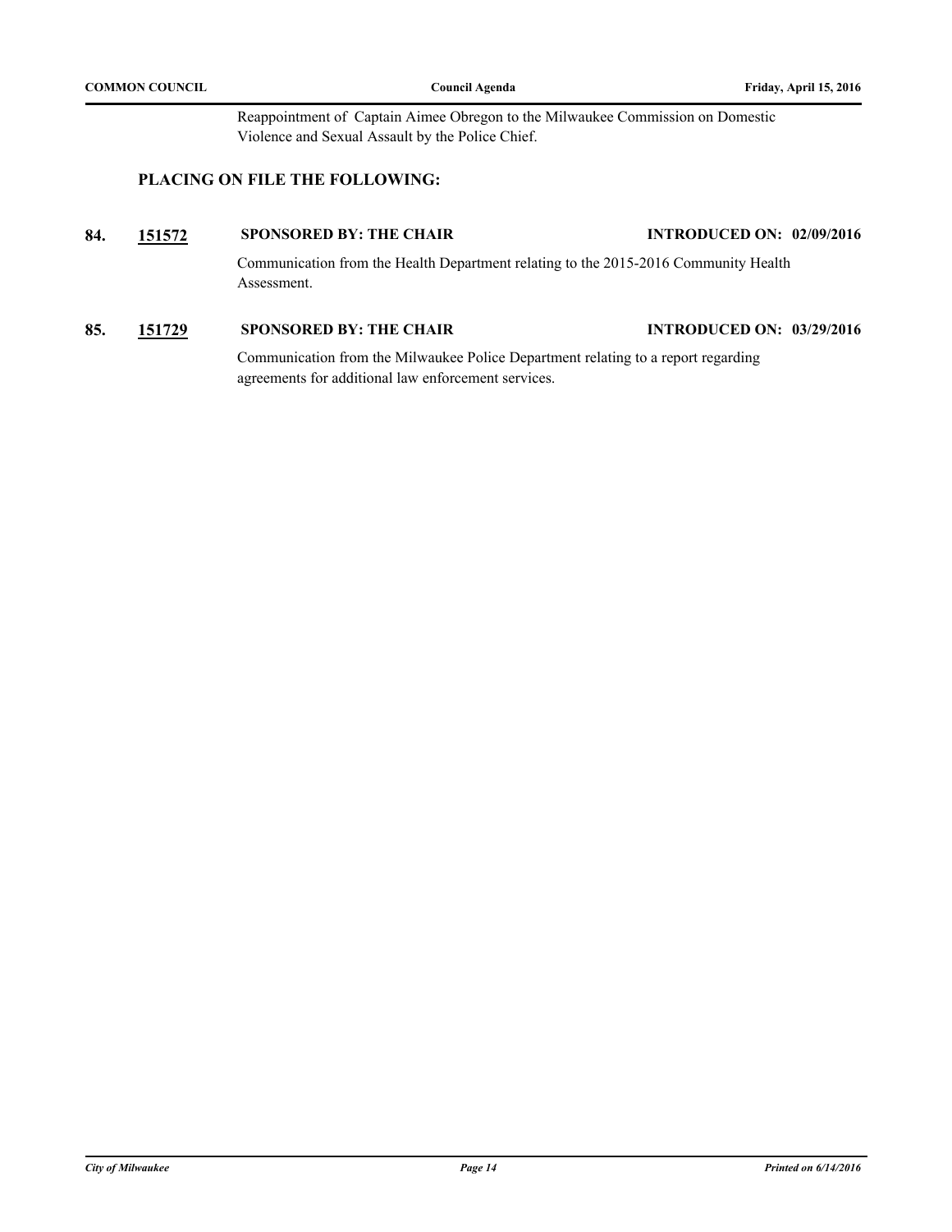Reappointment of Captain Aimee Obregon to the Milwaukee Commission on Domestic Violence and Sexual Assault by the Police Chief.

## PLACING ON FILE THE FOLLOWING:

**84.** **151572** **SPONSORED BY: THE CHAIR** **INTRODUCED ON: 02/09/2016**

Communication from the Health Department relating to the 2015-2016 Community Health Assessment.

**85.** **151729** **SPONSORED BY: THE CHAIR** **INTRODUCED ON: 03/29/2016**

Communication from the Milwaukee Police Department relating to a report regarding agreements for additional law enforcement services.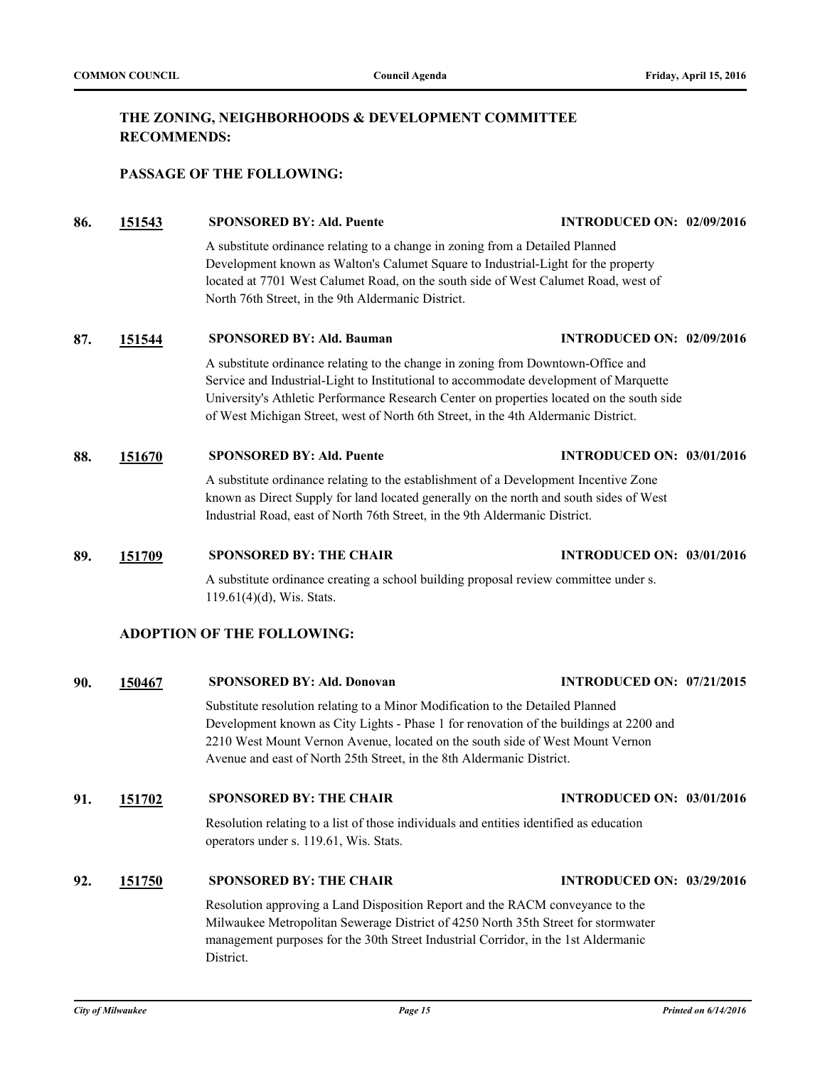## THE ZONING, NEIGHBORHOODS & DEVELOPMENT COMMITTEE RECOMMENDS:

### PASSAGE OF THE FOLLOWING:

**86. 151543 SPONSORED BY: Ald. Puente INTRODUCED ON: 02/09/2016**

A substitute ordinance relating to a change in zoning from a Detailed Planned Development known as Walton's Calumet Square to Industrial-Light for the property located at 7701 West Calumet Road, on the south side of West Calumet Road, west of North 76th Street, in the 9th Aldermanic District.

**87. 151544 SPONSORED BY: Ald. Bauman INTRODUCED ON: 02/09/2016**

A substitute ordinance relating to the change in zoning from Downtown-Office and Service and Industrial-Light to Institutional to accommodate development of Marquette University's Athletic Performance Research Center on properties located on the south side of West Michigan Street, west of North 6th Street, in the 4th Aldermanic District.

**88. 151670 SPONSORED BY: Ald. Puente INTRODUCED ON: 03/01/2016**

A substitute ordinance relating to the establishment of a Development Incentive Zone known as Direct Supply for land located generally on the north and south sides of West Industrial Road, east of North 76th Street, in the 9th Aldermanic District.

**89. 151709 SPONSORED BY: THE CHAIR INTRODUCED ON: 03/01/2016**

A substitute ordinance creating a school building proposal review committee under s. 119.61(4)(d), Wis. Stats.

### ADOPTION OF THE FOLLOWING:

**90. 150467 SPONSORED BY: Ald. Donovan INTRODUCED ON: 07/21/2015**

Substitute resolution relating to a Minor Modification to the Detailed Planned Development known as City Lights - Phase 1 for renovation of the buildings at 2200 and 2210 West Mount Vernon Avenue, located on the south side of West Mount Vernon Avenue and east of North 25th Street, in the 8th Aldermanic District.

**91. 151702 SPONSORED BY: THE CHAIR INTRODUCED ON: 03/01/2016**

Resolution relating to a list of those individuals and entities identified as education operators under s. 119.61, Wis. Stats.

**92. 151750 SPONSORED BY: THE CHAIR INTRODUCED ON: 03/29/2016**

Resolution approving a Land Disposition Report and the RACM conveyance to the Milwaukee Metropolitan Sewerage District of 4250 North 35th Street for stormwater management purposes for the 30th Street Industrial Corridor, in the 1st Aldermanic District.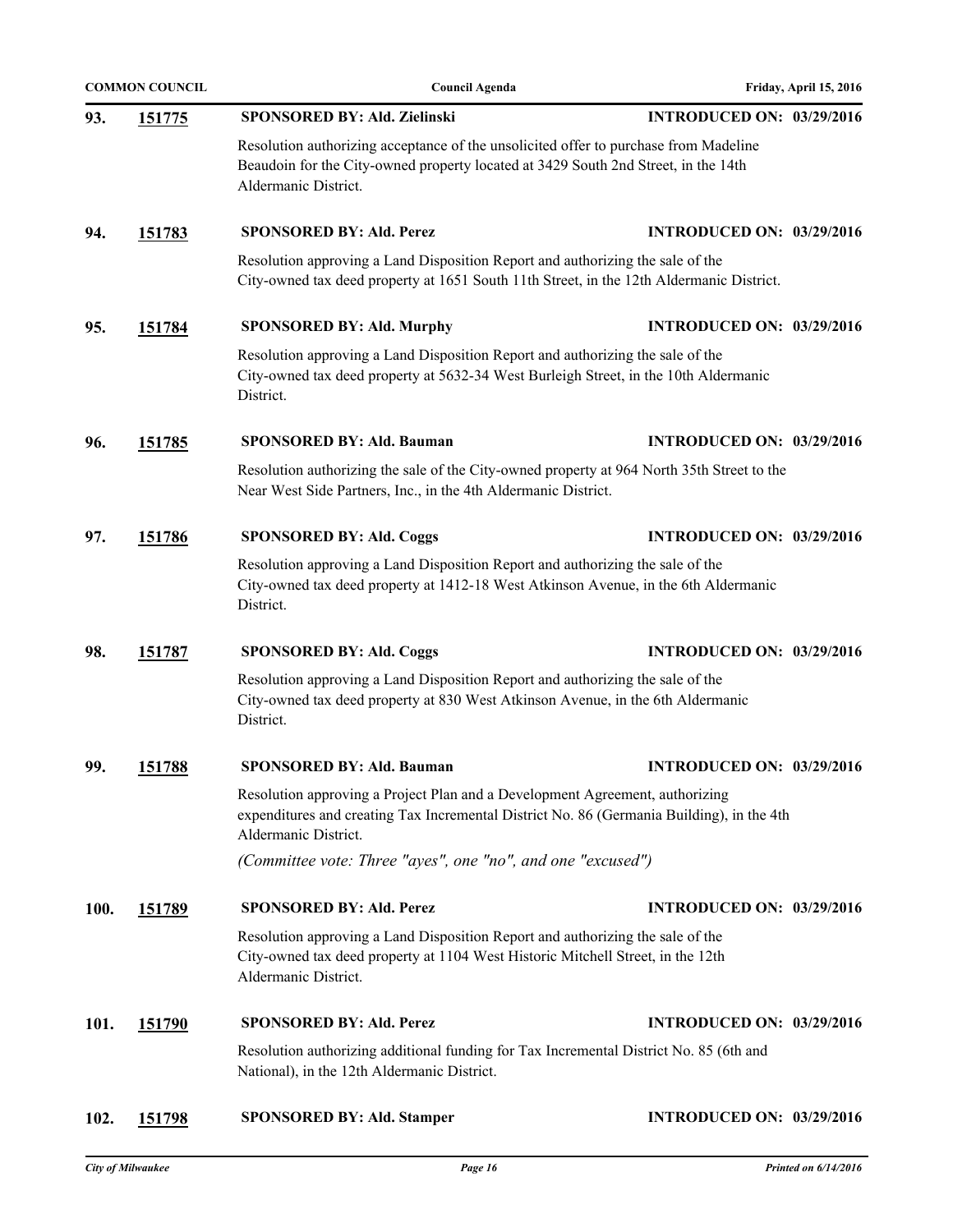**93.** **151775** **SPONSORED BY: Ald. Zielinski** **INTRODUCED ON: 03/29/2016**

Resolution authorizing acceptance of the unsolicited offer to purchase from Madeline Beaudoin for the City-owned property located at 3429 South 2nd Street, in the 14th Aldermanic District.

**94.** **151783** **SPONSORED BY: Ald. Perez** **INTRODUCED ON: 03/29/2016**

Resolution approving a Land Disposition Report and authorizing the sale of the City-owned tax deed property at 1651 South 11th Street, in the 12th Aldermanic District.

**95.** **151784** **SPONSORED BY: Ald. Murphy** **INTRODUCED ON: 03/29/2016**

Resolution approving a Land Disposition Report and authorizing the sale of the City-owned tax deed property at 5632-34 West Burleigh Street, in the 10th Aldermanic District.

**96.** **151785** **SPONSORED BY: Ald. Bauman** **INTRODUCED ON: 03/29/2016**

Resolution authorizing the sale of the City-owned property at 964 North 35th Street to the Near West Side Partners, Inc., in the 4th Aldermanic District.

**97.** **151786** **SPONSORED BY: Ald. Coggs** **INTRODUCED ON: 03/29/2016**

Resolution approving a Land Disposition Report and authorizing the sale of the City-owned tax deed property at 1412-18 West Atkinson Avenue, in the 6th Aldermanic District.

**98.** **151787** **SPONSORED BY: Ald. Coggs** **INTRODUCED ON: 03/29/2016**

Resolution approving a Land Disposition Report and authorizing the sale of the City-owned tax deed property at 830 West Atkinson Avenue, in the 6th Aldermanic District.

**99.** **151788** **SPONSORED BY: Ald. Bauman** **INTRODUCED ON: 03/29/2016**

Resolution approving a Project Plan and a Development Agreement, authorizing expenditures and creating Tax Incremental District No. 86 (Germania Building), in the 4th Aldermanic District.

*(Committee vote: Three "ayes", one "no", and one "excused")*

**100.** **151789** **SPONSORED BY: Ald. Perez** **INTRODUCED ON: 03/29/2016**

Resolution approving a Land Disposition Report and authorizing the sale of the City-owned tax deed property at 1104 West Historic Mitchell Street, in the 12th Aldermanic District.

**101.** **151790** **SPONSORED BY: Ald. Perez** **INTRODUCED ON: 03/29/2016**

Resolution authorizing additional funding for Tax Incremental District No. 85 (6th and National), in the 12th Aldermanic District.

**102.** **151798** **SPONSORED BY: Ald. Stamper** **INTRODUCED ON: 03/29/2016**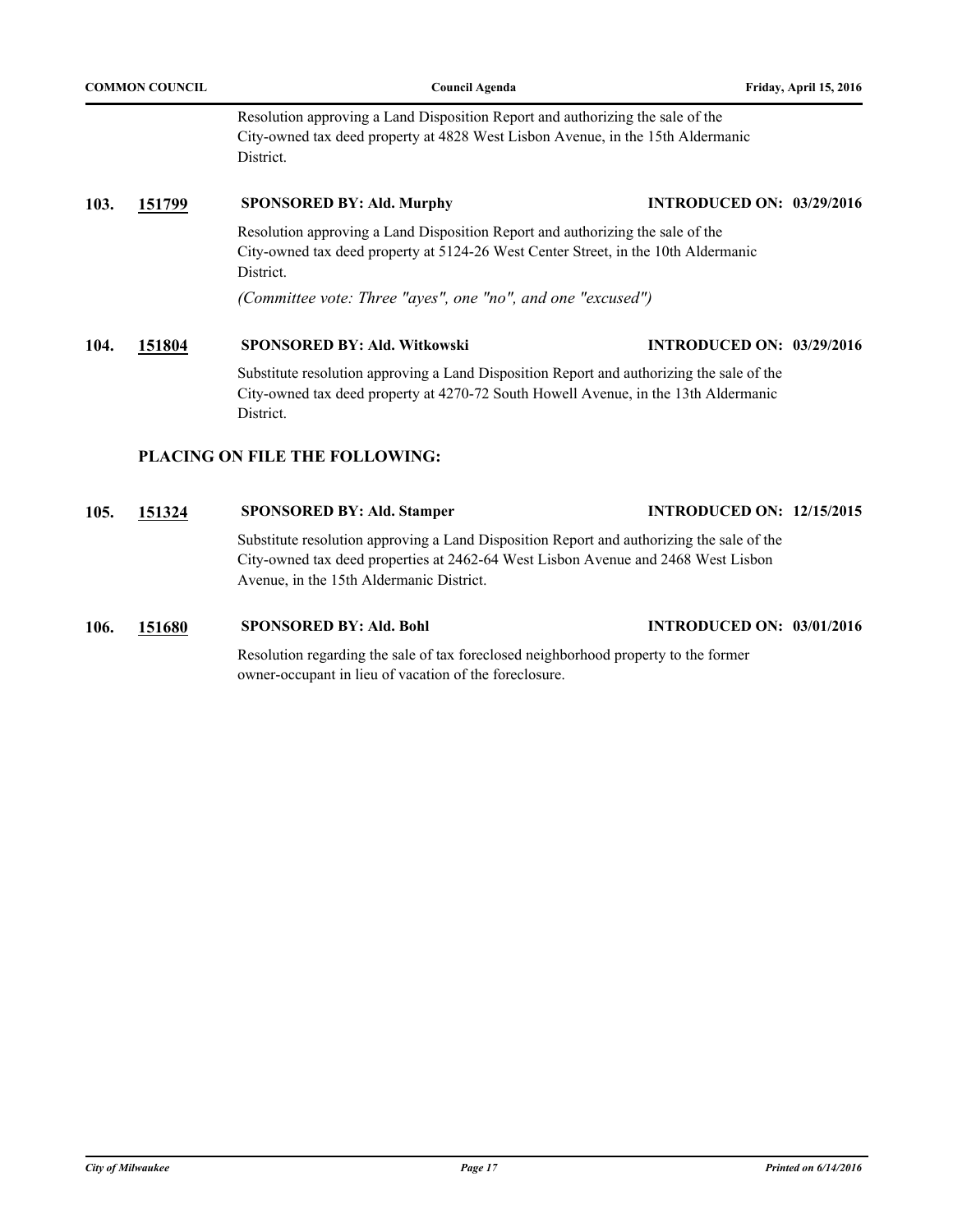Resolution approving a Land Disposition Report and authorizing the sale of the City-owned tax deed property at 4828 West Lisbon Avenue, in the 15th Aldermanic District.

**103.** **151799** **SPONSORED BY: Ald. Murphy** **INTRODUCED ON: 03/29/2016**

Resolution approving a Land Disposition Report and authorizing the sale of the City-owned tax deed property at 5124-26 West Center Street, in the 10th Aldermanic District.

*(Committee vote: Three "ayes", one "no", and one "excused")*

**104.** **151804** **SPONSORED BY: Ald. Witkowski** **INTRODUCED ON: 03/29/2016**

Substitute resolution approving a Land Disposition Report and authorizing the sale of the City-owned tax deed property at 4270-72 South Howell Avenue, in the 13th Aldermanic District.

## PLACING ON FILE THE FOLLOWING:

**105.** **151324** **SPONSORED BY: Ald. Stamper** **INTRODUCED ON: 12/15/2015**

Substitute resolution approving a Land Disposition Report and authorizing the sale of the City-owned tax deed properties at 2462-64 West Lisbon Avenue and 2468 West Lisbon Avenue, in the 15th Aldermanic District.

**106.** **151680** **SPONSORED BY: Ald. Bohl** **INTRODUCED ON: 03/01/2016**

Resolution regarding the sale of tax foreclosed neighborhood property to the former owner-occupant in lieu of vacation of the foreclosure.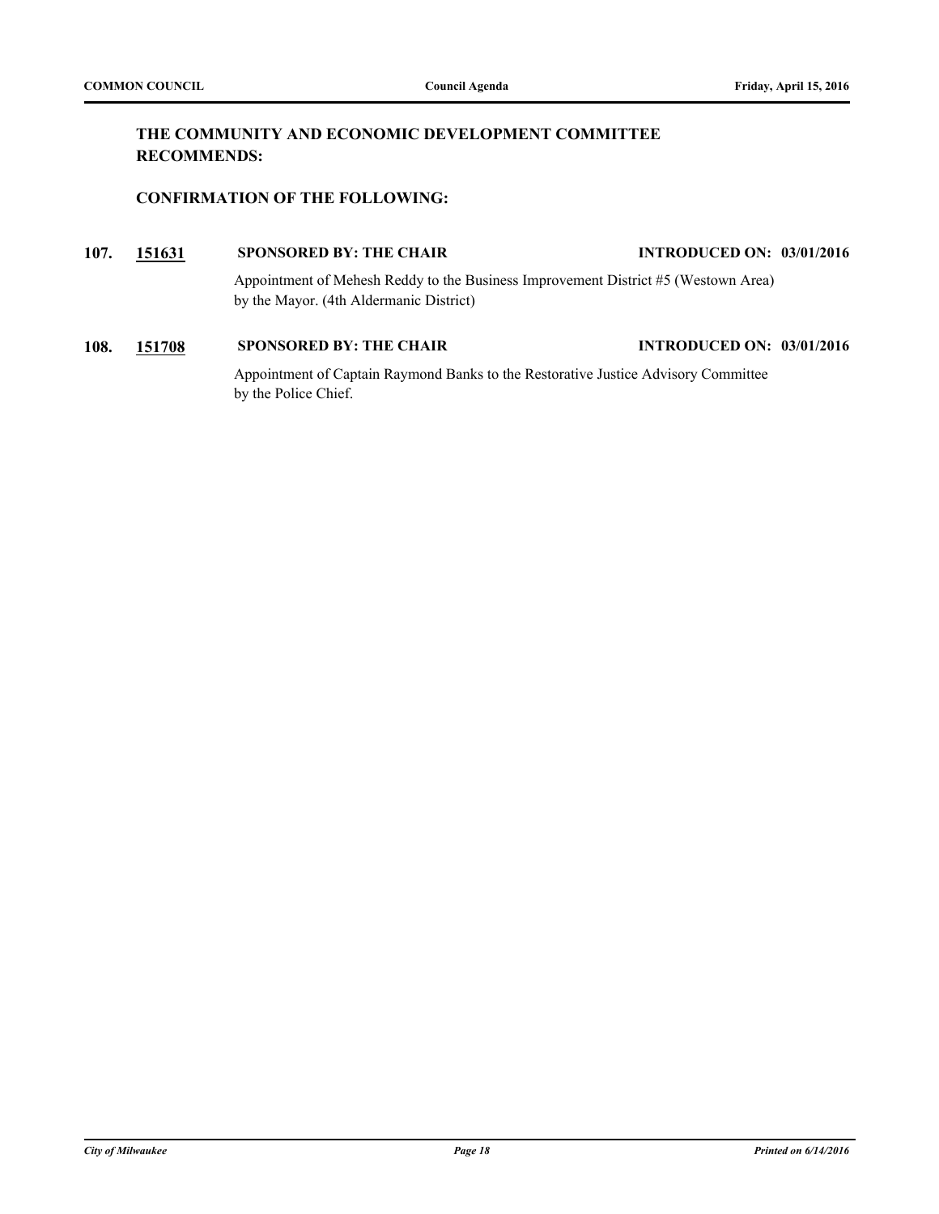**THE COMMUNITY AND ECONOMIC DEVELOPMENT COMMITTEE RECOMMENDS:**

**CONFIRMATION OF THE FOLLOWING:**

**107.** **151631** **SPONSORED BY: THE CHAIR** **INTRODUCED ON: 03/01/2016**

Appointment of Mehesh Reddy to the Business Improvement District #5 (Westown Area) by the Mayor. (4th Aldermanic District)

**108.** **151708** **SPONSORED BY: THE CHAIR** **INTRODUCED ON: 03/01/2016**

Appointment of Captain Raymond Banks to the Restorative Justice Advisory Committee by the Police Chief.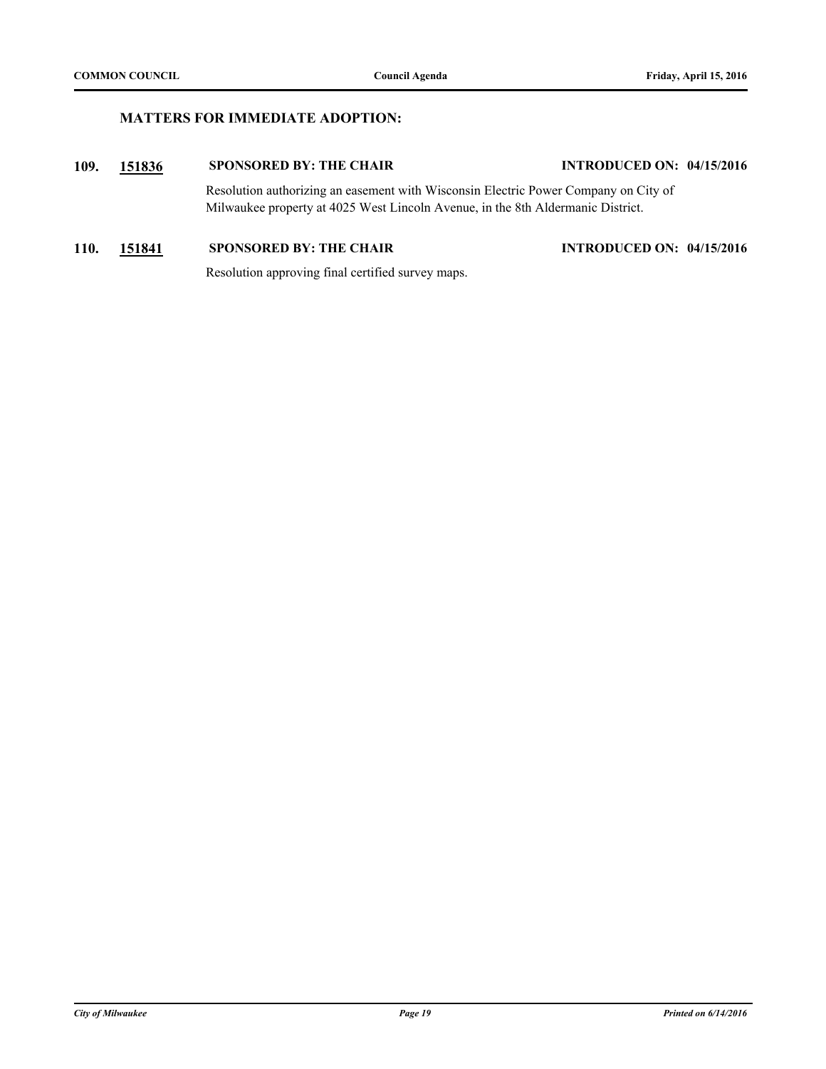## MATTERS FOR IMMEDIATE ADOPTION:

**109. 151836** **SPONSORED BY: THE CHAIR** **INTRODUCED ON: 04/15/2016**

Resolution authorizing an easement with Wisconsin Electric Power Company on City of Milwaukee property at 4025 West Lincoln Avenue, in the 8th Aldermanic District.

**110. 151841** **SPONSORED BY: THE CHAIR** **INTRODUCED ON: 04/15/2016**

Resolution approving final certified survey maps.